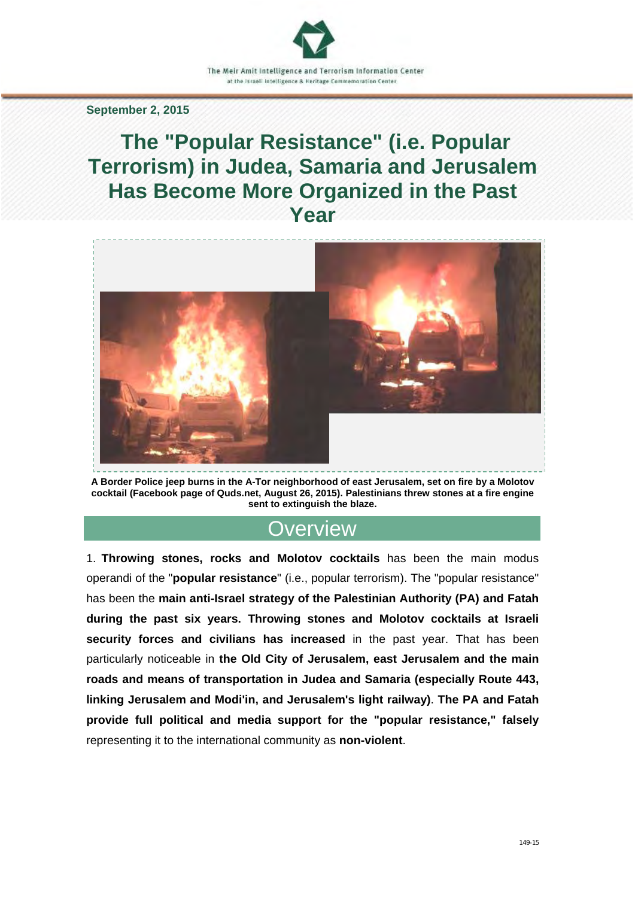The Meir Amit Intelligence and Terrorism Information Center
at the Israeli Intelligence & Heritage Commemoration Center

**September 2, 2015**

# The "Popular Resistance" (i.e. Popular Terrorism) in Judea, Samaria and Jerusalem Has Become More Organized in the Past Year

**A Border Police jeep burns in the A-Tor neighborhood of east Jerusalem, set on fire by a Molotov cocktail (Facebook page of Quds.net, August 26, 2015). Palestinians threw stones at a fire engine sent to extinguish the blaze.**

## Overview

1. **Throwing stones, rocks and Molotov cocktails** has been the main modus operandi of the "**popular resistance**" (i.e., popular terrorism). The "popular resistance" has been the **main anti-Israel strategy of the Palestinian Authority (PA) and Fatah during the past six years. Throwing stones and Molotov cocktails at Israeli security forces and civilians has increased** in the past year. That has been particularly noticeable in **the Old City of Jerusalem, east Jerusalem and the main roads and means of transportation in Judea and Samaria (especially Route 443, linking Jerusalem and Modi'in, and Jerusalem's light railway)**. **The PA and Fatah provide full political and media support for the "popular resistance," falsely** representing it to the international community as **non-violent**.

149-15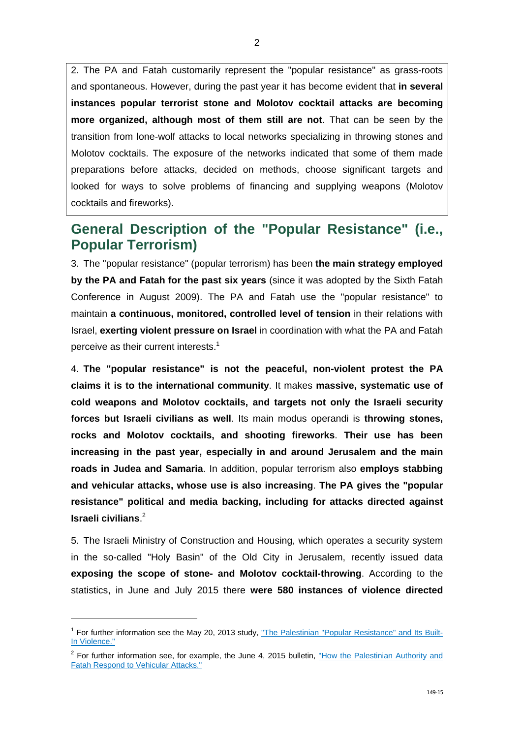2. The PA and Fatah customarily represent the "popular resistance" as grass-roots and spontaneous. However, during the past year it has become evident that **in several instances popular terrorist stone and Molotov cocktail attacks are becoming more organized, although most of them still are not**. That can be seen by the transition from lone-wolf attacks to local networks specializing in throwing stones and Molotov cocktails. The exposure of the networks indicated that some of them made preparations before attacks, decided on methods, choose significant targets and looked for ways to solve problems of financing and supplying weapons (Molotov cocktails and fireworks).

## General Description of the "Popular Resistance" (i.e., Popular Terrorism)

3. The "popular resistance" (popular terrorism) has been **the main strategy employed by the PA and Fatah for the past six years** (since it was adopted by the Sixth Fatah Conference in August 2009). The PA and Fatah use the "popular resistance" to maintain **a continuous, monitored, controlled level of tension** in their relations with Israel, **exerting violent pressure on Israel** in coordination with what the PA and Fatah perceive as their current interests.[1]

4. **The "popular resistance" is not the peaceful, non-violent protest the PA claims it is to the international community**. It makes **massive, systematic use of cold weapons and Molotov cocktails, and targets not only the Israeli security forces but Israeli civilians as well**. Its main modus operandi is **throwing stones, rocks and Molotov cocktails, and shooting fireworks**. **Their use has been increasing in the past year, especially in and around Jerusalem and the main roads in Judea and Samaria**. In addition, popular terrorism also **employs stabbing and vehicular attacks, whose use is also increasing**. **The PA gives the "popular resistance" political and media backing, including for attacks directed against Israeli civilians**.[2]

5. The Israeli Ministry of Construction and Housing, which operates a security system in the so-called "Holy Basin" of the Old City in Jerusalem, recently issued data **exposing the scope of stone- and Molotov cocktail-throwing**. According to the statistics, in June and July 2015 there **were 580 instances of violence directed**

---

[1] For further information see the May 20, 2013 study, "The Palestinian "Popular Resistance" and Its Built-In Violence."

[2] For further information see, for example, the June 4, 2015 bulletin, "How the Palestinian Authority and Fatah Respond to Vehicular Attacks."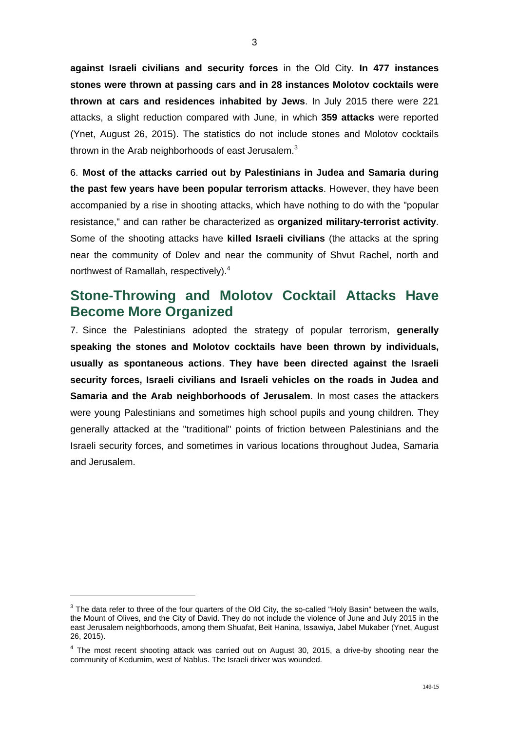**against Israeli civilians and security forces** in the Old City. **In 477 instances stones were thrown at passing cars and in 28 instances Molotov cocktails were thrown at cars and residences inhabited by Jews**. In July 2015 there were 221 attacks, a slight reduction compared with June, in which **359 attacks** were reported (Ynet, August 26, 2015). The statistics do not include stones and Molotov cocktails thrown in the Arab neighborhoods of east Jerusalem.[3]

6. **Most of the attacks carried out by Palestinians in Judea and Samaria during the past few years have been popular terrorism attacks**. However, they have been accompanied by a rise in shooting attacks, which have nothing to do with the "popular resistance," and can rather be characterized as **organized military-terrorist activity**. Some of the shooting attacks have **killed Israeli civilians** (the attacks at the spring near the community of Dolev and near the community of Shvut Rachel, north and northwest of Ramallah, respectively).[4]

## Stone-Throwing and Molotov Cocktail Attacks Have Become More Organized

7. Since the Palestinians adopted the strategy of popular terrorism, **generally speaking the stones and Molotov cocktails have been thrown by individuals, usually as spontaneous actions**. **They have been directed against the Israeli security forces, Israeli civilians and Israeli vehicles on the roads in Judea and Samaria and the Arab neighborhoods of Jerusalem**. In most cases the attackers were young Palestinians and sometimes high school pupils and young children. They generally attacked at the "traditional" points of friction between Palestinians and the Israeli security forces, and sometimes in various locations throughout Judea, Samaria and Jerusalem.

---

[3] The data refer to three of the four quarters of the Old City, the so-called "Holy Basin" between the walls, the Mount of Olives, and the City of David. They do not include the violence of June and July 2015 in the east Jerusalem neighborhoods, among them Shuafat, Beit Hanina, Issawiya, Jabel Mukaber (Ynet, August 26, 2015).

[4] The most recent shooting attack was carried out on August 30, 2015, a drive-by shooting near the community of Kedumim, west of Nablus. The Israeli driver was wounded.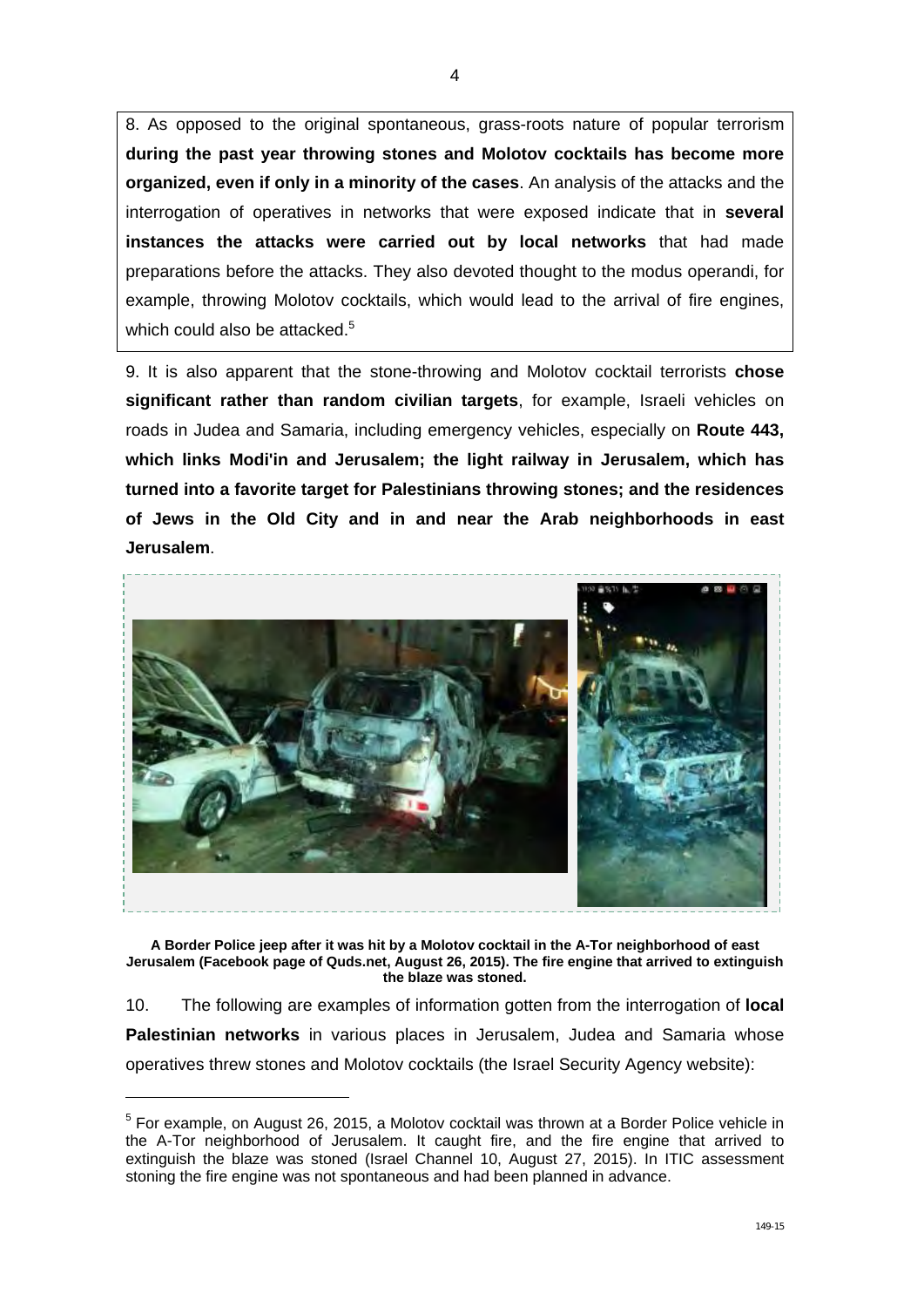8. As opposed to the original spontaneous, grass-roots nature of popular terrorism **during the past year throwing stones and Molotov cocktails has become more organized, even if only in a minority of the cases**. An analysis of the attacks and the interrogation of operatives in networks that were exposed indicate that in **several instances the attacks were carried out by local networks** that had made preparations before the attacks. They also devoted thought to the modus operandi, for example, throwing Molotov cocktails, which would lead to the arrival of fire engines, which could also be attacked.[5]

9. It is also apparent that the stone-throwing and Molotov cocktail terrorists **chose significant rather than random civilian targets**, for example, Israeli vehicles on roads in Judea and Samaria, including emergency vehicles, especially on **Route 443, which links Modi'in and Jerusalem; the light railway in Jerusalem, which has turned into a favorite target for Palestinians throwing stones; and the residences of Jews in the Old City and in and near the Arab neighborhoods in east Jerusalem**.

**A Border Police jeep after it was hit by a Molotov cocktail in the A-Tor neighborhood of east Jerusalem (Facebook page of Quds.net, August 26, 2015). The fire engine that arrived to extinguish the blaze was stoned.**

10. The following are examples of information gotten from the interrogation of **local Palestinian networks** in various places in Jerusalem, Judea and Samaria whose operatives threw stones and Molotov cocktails (the Israel Security Agency website):

---

[5] For example, on August 26, 2015, a Molotov cocktail was thrown at a Border Police vehicle in the A-Tor neighborhood of Jerusalem. It caught fire, and the fire engine that arrived to extinguish the blaze was stoned (Israel Channel 10, August 27, 2015). In ITIC assessment stoning the fire engine was not spontaneous and had been planned in advance.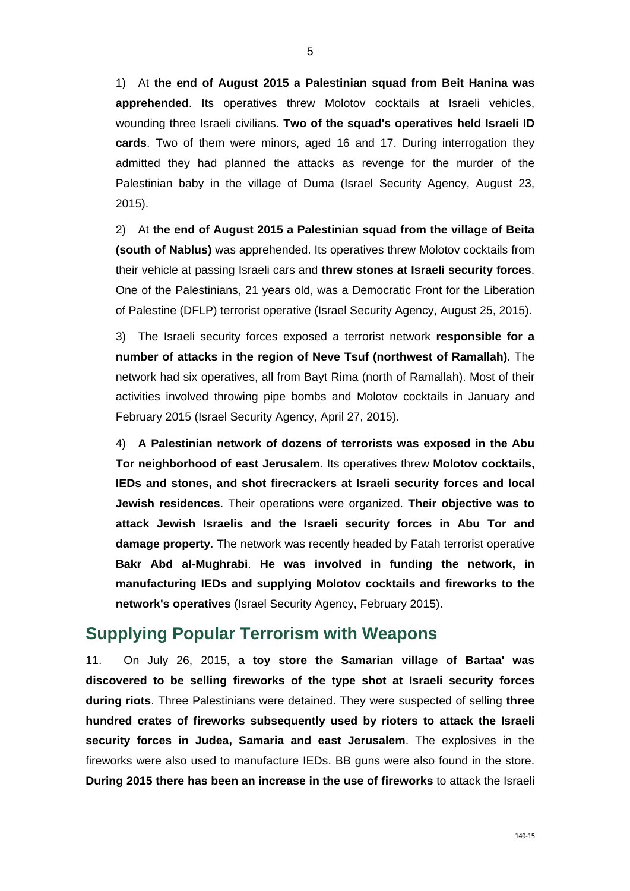1) At **the end of August 2015 a Palestinian squad from Beit Hanina was apprehended**. Its operatives threw Molotov cocktails at Israeli vehicles, wounding three Israeli civilians. **Two of the squad's operatives held Israeli ID cards**. Two of them were minors, aged 16 and 17. During interrogation they admitted they had planned the attacks as revenge for the murder of the Palestinian baby in the village of Duma (Israel Security Agency, August 23, 2015).

2) At **the end of August 2015 a Palestinian squad from the village of Beita (south of Nablus)** was apprehended. Its operatives threw Molotov cocktails from their vehicle at passing Israeli cars and **threw stones at Israeli security forces**. One of the Palestinians, 21 years old, was a Democratic Front for the Liberation of Palestine (DFLP) terrorist operative (Israel Security Agency, August 25, 2015).

3) The Israeli security forces exposed a terrorist network **responsible for a number of attacks in the region of Neve Tsuf (northwest of Ramallah)**. The network had six operatives, all from Bayt Rima (north of Ramallah). Most of their activities involved throwing pipe bombs and Molotov cocktails in January and February 2015 (Israel Security Agency, April 27, 2015).

4) **A Palestinian network of dozens of terrorists was exposed in the Abu Tor neighborhood of east Jerusalem**. Its operatives threw **Molotov cocktails, IEDs and stones, and shot firecrackers at Israeli security forces and local Jewish residences**. Their operations were organized. **Their objective was to attack Jewish Israelis and the Israeli security forces in Abu Tor and damage property**. The network was recently headed by Fatah terrorist operative **Bakr Abd al-Mughrabi**. **He was involved in funding the network, in manufacturing IEDs and supplying Molotov cocktails and fireworks to the network's operatives** (Israel Security Agency, February 2015).

## Supplying Popular Terrorism with Weapons

11. On July 26, 2015, **a toy store the Samarian village of Bartaa' was discovered to be selling fireworks of the type shot at Israeli security forces during riots**. Three Palestinians were detained. They were suspected of selling **three hundred crates of fireworks subsequently used by rioters to attack the Israeli security forces in Judea, Samaria and east Jerusalem**. The explosives in the fireworks were also used to manufacture IEDs. BB guns were also found in the store. **During 2015 there has been an increase in the use of fireworks** to attack the Israeli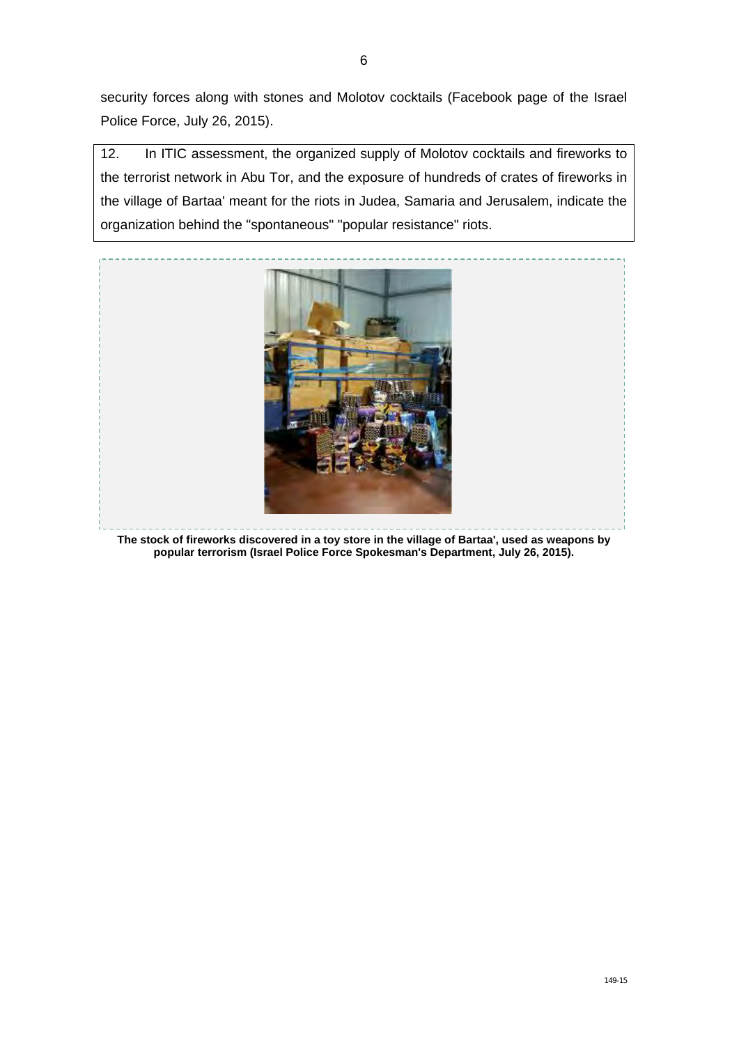security forces along with stones and Molotov cocktails (Facebook page of the Israel Police Force, July 26, 2015).

12. In ITIC assessment, the organized supply of Molotov cocktails and fireworks to the terrorist network in Abu Tor, and the exposure of hundreds of crates of fireworks in the village of Bartaa' meant for the riots in Judea, Samaria and Jerusalem, indicate the organization behind the "spontaneous" "popular resistance" riots.

**The stock of fireworks discovered in a toy store in the village of Bartaa', used as weapons by popular terrorism (Israel Police Force Spokesman's Department, July 26, 2015).**